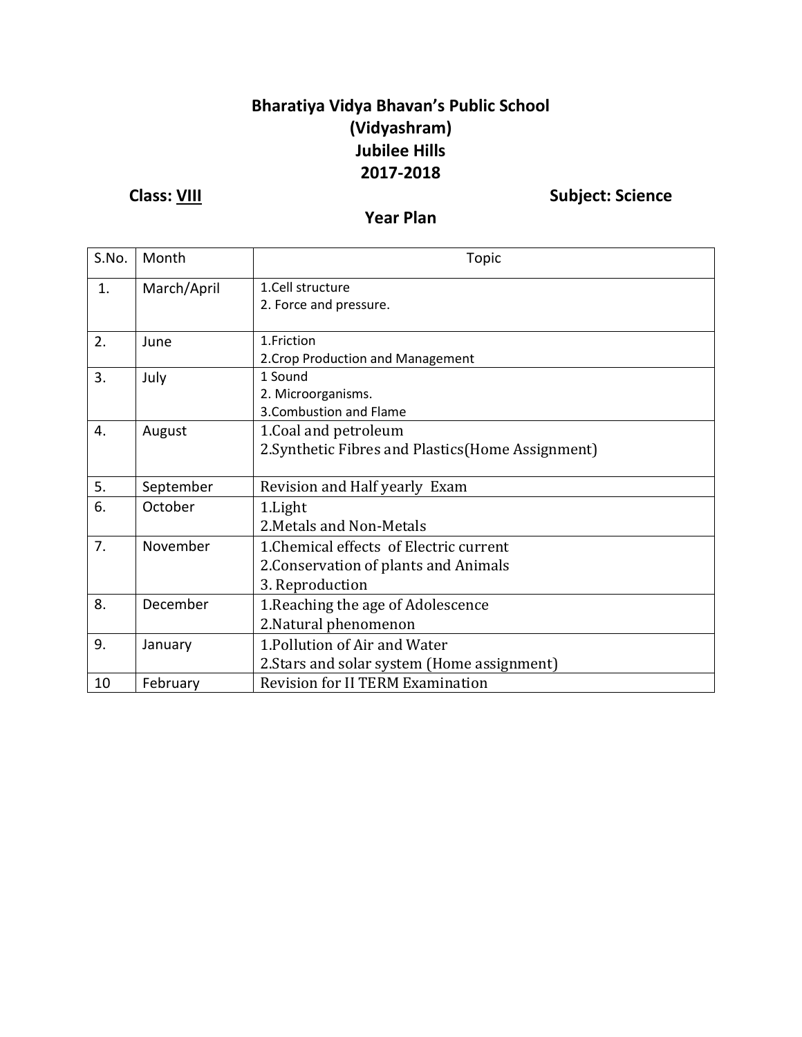# Bharatiya Vidya Bhavan's Public School
## (Vidyashram)
## Jubilee Hills
## 2017-2018

**Class: VIII** **Subject: Science**

## Year Plan

| S.No. | Month | Topic |
|---|---|---|
| 1. | March/April | 1.Cell structure<br>2. Force and pressure. |
| 2. | June | 1.Friction<br>2.Crop Production and Management |
| 3. | July | 1 Sound<br>2. Microorganisms.<br>3.Combustion and Flame |
| 4. | August | 1.Coal and petroleum<br>2.Synthetic Fibres and Plastics(Home Assignment) |
| 5. | September | Revision and Half yearly Exam |
| 6. | October | 1.Light<br>2.Metals and Non-Metals |
| 7. | November | 1.Chemical effects of Electric current<br>2.Conservation of plants and Animals<br>3. Reproduction |
| 8. | December | 1.Reaching the age of Adolescence<br>2.Natural phenomenon |
| 9. | January | 1.Pollution of Air and Water<br>2.Stars and solar system (Home assignment) |
| 10 | February | Revision for II TERM Examination |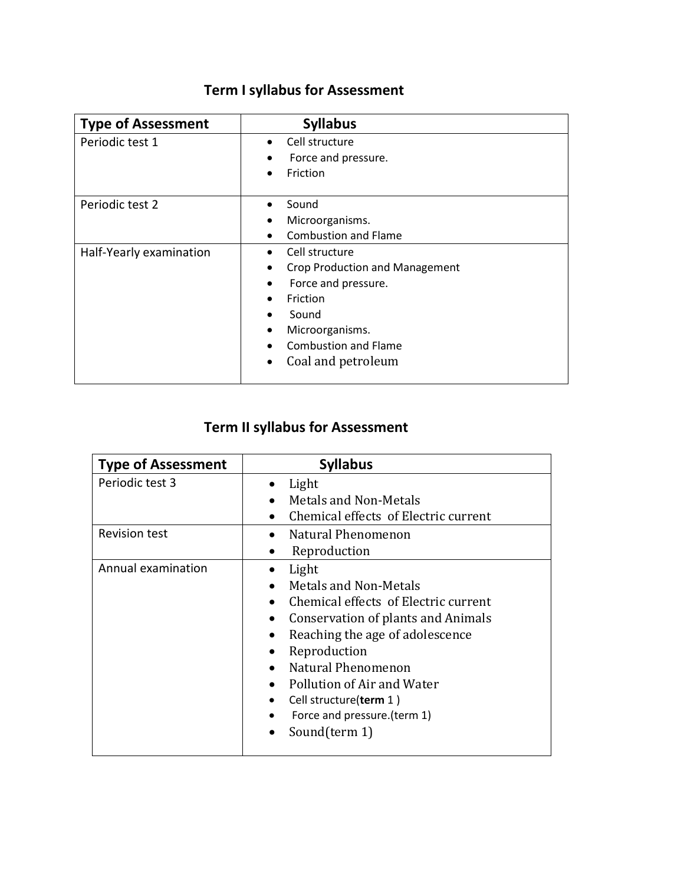## Term I syllabus for Assessment

| Type of Assessment | Syllabus |
|---|---|
| Periodic test 1 | • Cell structure<br>• Force and pressure.<br>• Friction |
| Periodic test 2 | • Sound<br>• Microorganisms.<br>• Combustion and Flame |
| Half-Yearly examination | • Cell structure<br>• Crop Production and Management<br>• Force and pressure.<br>• Friction<br>• Sound<br>• Microorganisms.<br>• Combustion and Flame<br>• Coal and petroleum |

## Term II syllabus for Assessment

| Type of Assessment | Syllabus |
|---|---|
| Periodic test 3 | • Light<br>• Metals and Non-Metals<br>• Chemical effects of Electric current |
| Revision test | • Natural Phenomenon<br>• Reproduction |
| Annual examination | • Light<br>• Metals and Non-Metals<br>• Chemical effects of Electric current<br>• Conservation of plants and Animals<br>• Reaching the age of adolescence<br>• Reproduction<br>• Natural Phenomenon<br>• Pollution of Air and Water<br>• Cell structure(**term** 1 )<br>• Force and pressure.(term 1)<br>• Sound(term 1) |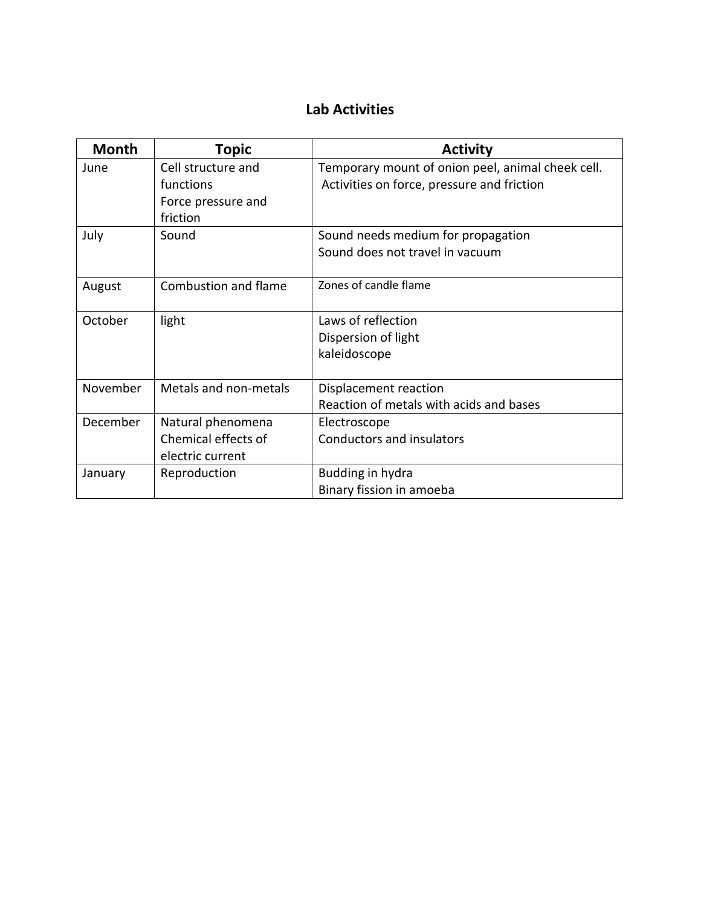## Lab Activities

| Month | Topic | Activity |
|---|---|---|
| June | Cell structure and functions<br>Force pressure and friction | Temporary mount of onion peel, animal cheek cell.<br>Activities on force, pressure and friction |
| July | Sound | Sound needs medium for propagation<br>Sound does not travel in vacuum |
| August | Combustion and flame | Zones of candle flame |
| October | light | Laws of reflection<br>Dispersion of light<br>kaleidoscope |
| November | Metals and non-metals | Displacement reaction<br>Reaction of metals with acids and bases |
| December | Natural phenomena<br>Chemical effects of electric current | Electroscope<br>Conductors and insulators |
| January | Reproduction | Budding in hydra<br>Binary fission in amoeba |